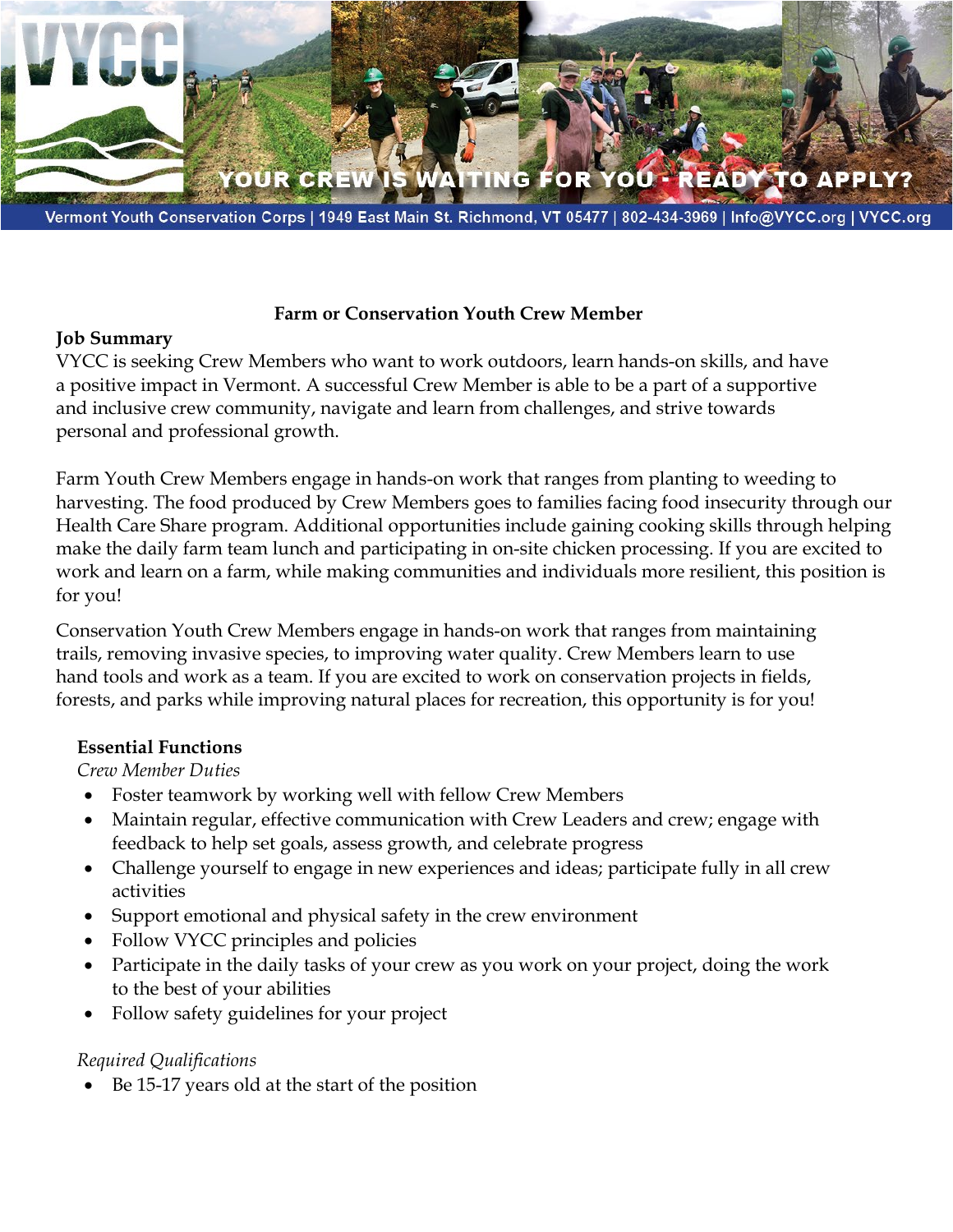YOUR CREW IS WAITING FOR YOU - READY TO APPLY?

Vermont Youth Conservation Corps | 1949 East Main St. Richmond, VT 05477 | 802-434-3969 | Info@VYCC.org | VYCC.org

# Farm or Conservation Youth Crew Member

## Job Summary

VYCC is seeking Crew Members who want to work outdoors, learn hands-on skills, and have a positive impact in Vermont. A successful Crew Member is able to be a part of a supportive and inclusive crew community, navigate and learn from challenges, and strive towards personal and professional growth.

Farm Youth Crew Members engage in hands-on work that ranges from planting to weeding to harvesting. The food produced by Crew Members goes to families facing food insecurity through our Health Care Share program. Additional opportunities include gaining cooking skills through helping make the daily farm team lunch and participating in on-site chicken processing. If you are excited to work and learn on a farm, while making communities and individuals more resilient, this position is for you!

Conservation Youth Crew Members engage in hands-on work that ranges from maintaining trails, removing invasive species, to improving water quality. Crew Members learn to use hand tools and work as a team. If you are excited to work on conservation projects in fields, forests, and parks while improving natural places for recreation, this opportunity is for you!

### Essential Functions

*Crew Member Duties*

- Foster teamwork by working well with fellow Crew Members
- Maintain regular, effective communication with Crew Leaders and crew; engage with feedback to help set goals, assess growth, and celebrate progress
- Challenge yourself to engage in new experiences and ideas; participate fully in all crew activities
- Support emotional and physical safety in the crew environment
- Follow VYCC principles and policies
- Participate in the daily tasks of your crew as you work on your project, doing the work to the best of your abilities
- Follow safety guidelines for your project

*Required Qualifications*

- Be 15-17 years old at the start of the position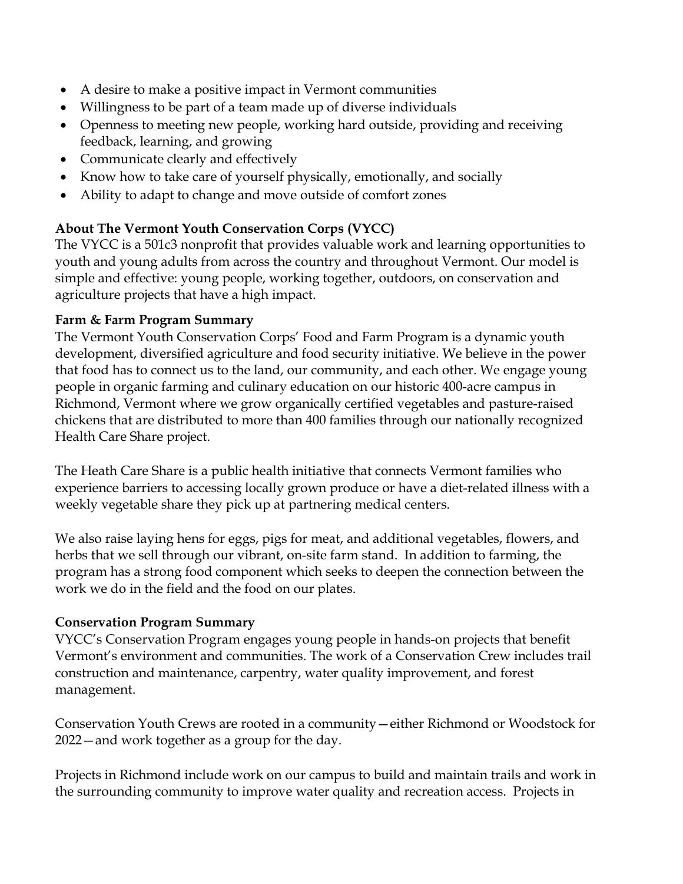- A desire to make a positive impact in Vermont communities
- Willingness to be part of a team made up of diverse individuals
- Openness to meeting new people, working hard outside, providing and receiving feedback, learning, and growing
- Communicate clearly and effectively
- Know how to take care of yourself physically, emotionally, and socially
- Ability to adapt to change and move outside of comfort zones

**About The Vermont Youth Conservation Corps (VYCC)**
The VYCC is a 501c3 nonprofit that provides valuable work and learning opportunities to youth and young adults from across the country and throughout Vermont. Our model is simple and effective: young people, working together, outdoors, on conservation and agriculture projects that have a high impact.

**Farm & Farm Program Summary**
The Vermont Youth Conservation Corps' Food and Farm Program is a dynamic youth development, diversified agriculture and food security initiative. We believe in the power that food has to connect us to the land, our community, and each other. We engage young people in organic farming and culinary education on our historic 400-acre campus in Richmond, Vermont where we grow organically certified vegetables and pasture-raised chickens that are distributed to more than 400 families through our nationally recognized Health Care Share project.

The Heath Care Share is a public health initiative that connects Vermont families who experience barriers to accessing locally grown produce or have a diet-related illness with a weekly vegetable share they pick up at partnering medical centers.

We also raise laying hens for eggs, pigs for meat, and additional vegetables, flowers, and herbs that we sell through our vibrant, on-site farm stand. In addition to farming, the program has a strong food component which seeks to deepen the connection between the work we do in the field and the food on our plates.

**Conservation Program Summary**
VYCC's Conservation Program engages young people in hands-on projects that benefit Vermont's environment and communities. The work of a Conservation Crew includes trail construction and maintenance, carpentry, water quality improvement, and forest management.

Conservation Youth Crews are rooted in a community—either Richmond or Woodstock for 2022—and work together as a group for the day.

Projects in Richmond include work on our campus to build and maintain trails and work in the surrounding community to improve water quality and recreation access. Projects in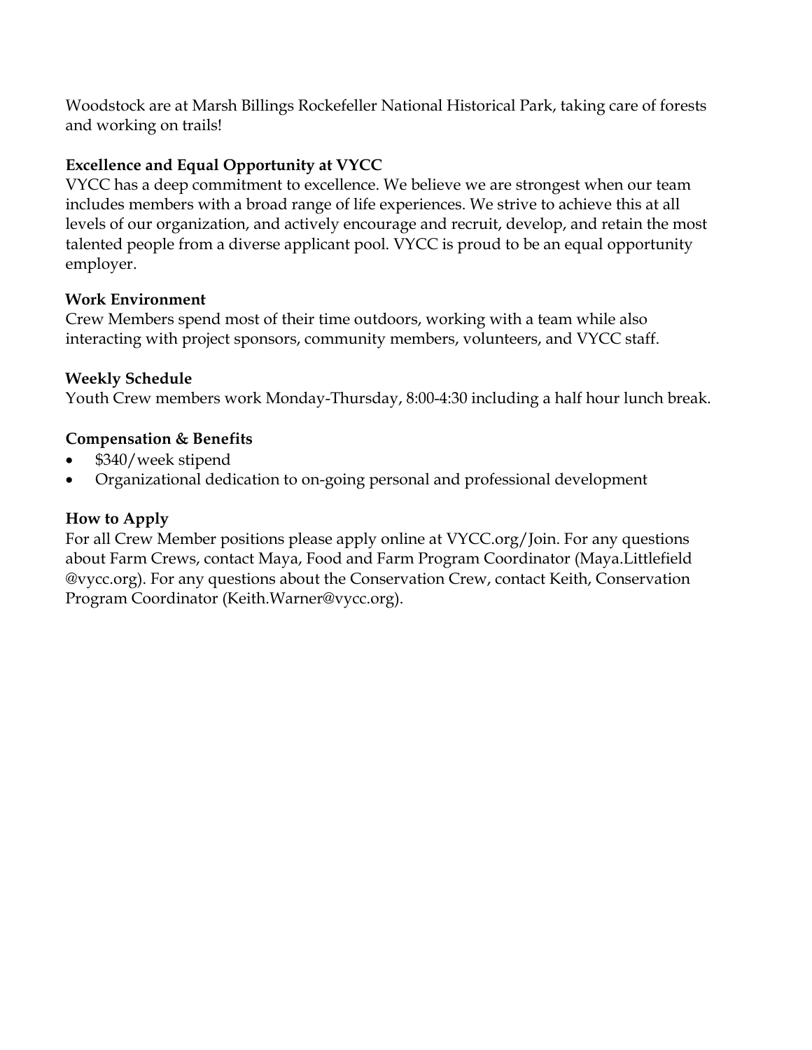Woodstock are at Marsh Billings Rockefeller National Historical Park, taking care of forests and working on trails!

**Excellence and Equal Opportunity at VYCC**

VYCC has a deep commitment to excellence. We believe we are strongest when our team includes members with a broad range of life experiences. We strive to achieve this at all levels of our organization, and actively encourage and recruit, develop, and retain the most talented people from a diverse applicant pool. VYCC is proud to be an equal opportunity employer.

**Work Environment**

Crew Members spend most of their time outdoors, working with a team while also interacting with project sponsors, community members, volunteers, and VYCC staff.

**Weekly Schedule**

Youth Crew members work Monday-Thursday, 8:00-4:30 including a half hour lunch break.

**Compensation & Benefits**

- $340/week stipend
- Organizational dedication to on-going personal and professional development

**How to Apply**

For all Crew Member positions please apply online at VYCC.org/Join. For any questions about Farm Crews, contact Maya, Food and Farm Program Coordinator (Maya.Littlefield @vycc.org). For any questions about the Conservation Crew, contact Keith, Conservation Program Coordinator (Keith.Warner@vycc.org).